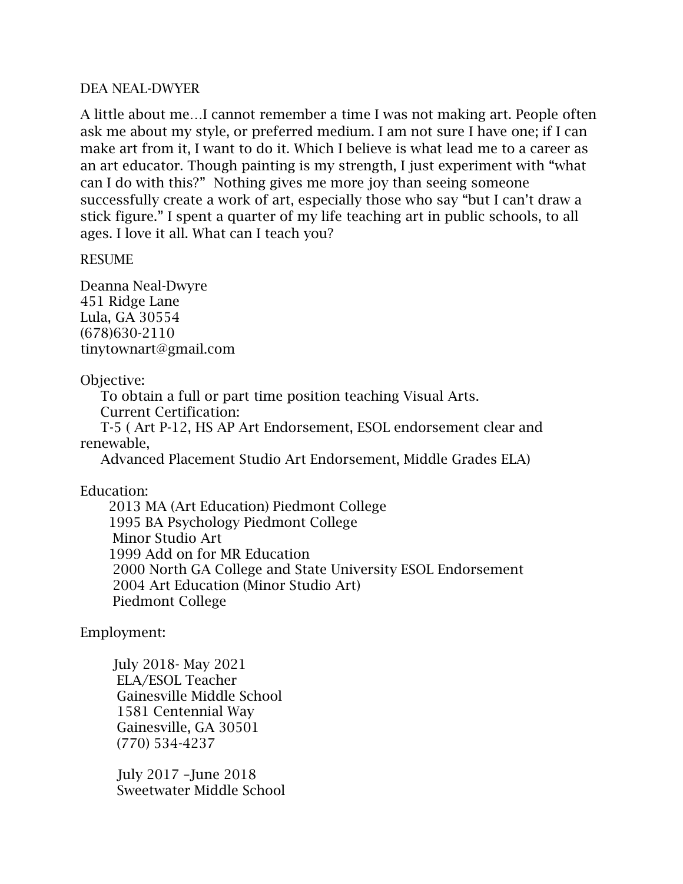DEA NEAL-DWYER

A little about me…I cannot remember a time I was not making art. People often ask me about my style, or preferred medium. I am not sure I have one; if I can make art from it, I want to do it. Which I believe is what lead me to a career as an art educator. Though painting is my strength, I just experiment with "what can I do with this?" Nothing gives me more joy than seeing someone successfully create a work of art, especially those who say "but I can't draw a stick figure." I spent a quarter of my life teaching art in public schools, to all ages. I love it all. What can I teach you?

RESUME

Deanna Neal-Dwyre
451 Ridge Lane
Lula, GA 30554
(678)630-2110
tinytownart@gmail.com

Objective:
To obtain a full or part time position teaching Visual Arts.
Current Certification:
T-5 ( Art P-12, HS AP Art Endorsement, ESOL endorsement clear and renewable,
Advanced Placement Studio Art Endorsement, Middle Grades ELA)

Education:
2013 MA (Art Education) Piedmont College
1995 BA Psychology Piedmont College
Minor Studio Art
1999 Add on for MR Education
2000 North GA College and State University ESOL Endorsement
2004 Art Education (Minor Studio Art)
Piedmont College

Employment:

July 2018- May 2021
ELA/ESOL Teacher
Gainesville Middle School
1581 Centennial Way
Gainesville, GA 30501
(770) 534-4237

July 2017 –June 2018
Sweetwater Middle School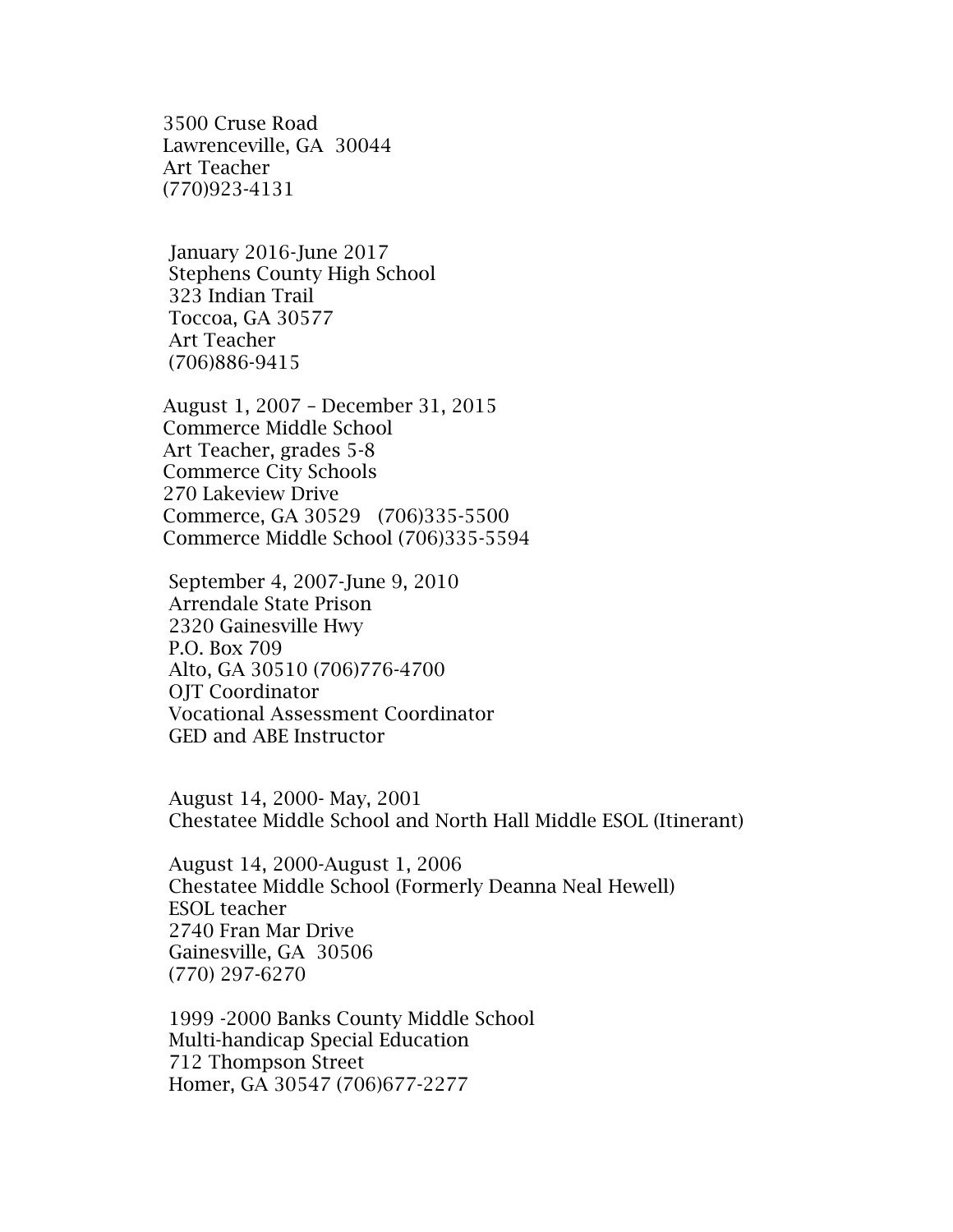3500 Cruse Road  
Lawrenceville, GA  30044  
Art Teacher  
(770)923-4131

January 2016-June 2017  
Stephens County High School  
323 Indian Trail  
Toccoa, GA 30577  
Art Teacher  
(706)886-9415

August 1, 2007 – December 31, 2015  
Commerce Middle School  
Art Teacher, grades 5-8  
Commerce City Schools  
270 Lakeview Drive  
Commerce, GA 30529   (706)335-5500  
Commerce Middle School (706)335-5594

September 4, 2007-June 9, 2010  
Arrendale State Prison  
2320 Gainesville Hwy  
P.O. Box 709  
Alto, GA 30510 (706)776-4700  
OJT Coordinator  
Vocational Assessment Coordinator  
GED and ABE Instructor

August 14, 2000- May, 2001  
Chestatee Middle School and North Hall Middle ESOL (Itinerant)

August 14, 2000-August 1, 2006  
Chestatee Middle School (Formerly Deanna Neal Hewell)  
ESOL teacher  
2740 Fran Mar Drive  
Gainesville, GA  30506  
(770) 297-6270

1999 -2000 Banks County Middle School  
Multi-handicap Special Education  
712 Thompson Street  
Homer, GA 30547 (706)677-2277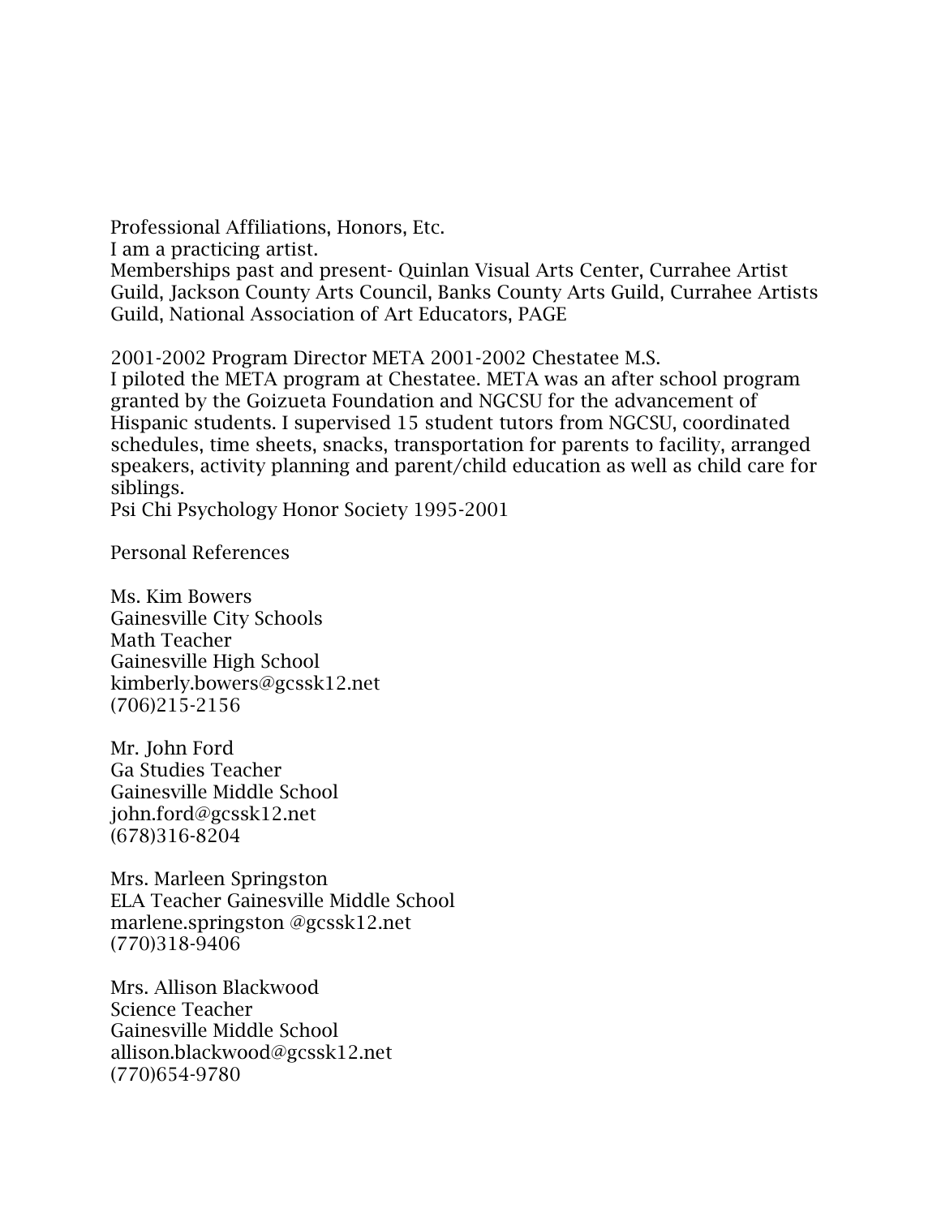## Professional Affiliations, Honors, Etc.

I am a practicing artist.

Memberships past and present- Quinlan Visual Arts Center, Currahee Artist Guild, Jackson County Arts Council, Banks County Arts Guild, Currahee Artists Guild, National Association of Art Educators, PAGE

2001-2002 Program Director META 2001-2002 Chestatee M.S.

I piloted the META program at Chestatee. META was an after school program granted by the Goizueta Foundation and NGCSU for the advancement of Hispanic students. I supervised 15 student tutors from NGCSU, coordinated schedules, time sheets, snacks, transportation for parents to facility, arranged speakers, activity planning and parent/child education as well as child care for siblings.

Psi Chi Psychology Honor Society 1995-2001

## Personal References

Ms. Kim Bowers
Gainesville City Schools
Math Teacher
Gainesville High School
kimberly.bowers@gcssk12.net
(706)215-2156

Mr. John Ford
Ga Studies Teacher
Gainesville Middle School
john.ford@gcssk12.net
(678)316-8204

Mrs. Marleen Springston
ELA Teacher Gainesville Middle School
marlene.springston @gcssk12.net
(770)318-9406

Mrs. Allison Blackwood
Science Teacher
Gainesville Middle School
allison.blackwood@gcssk12.net
(770)654-9780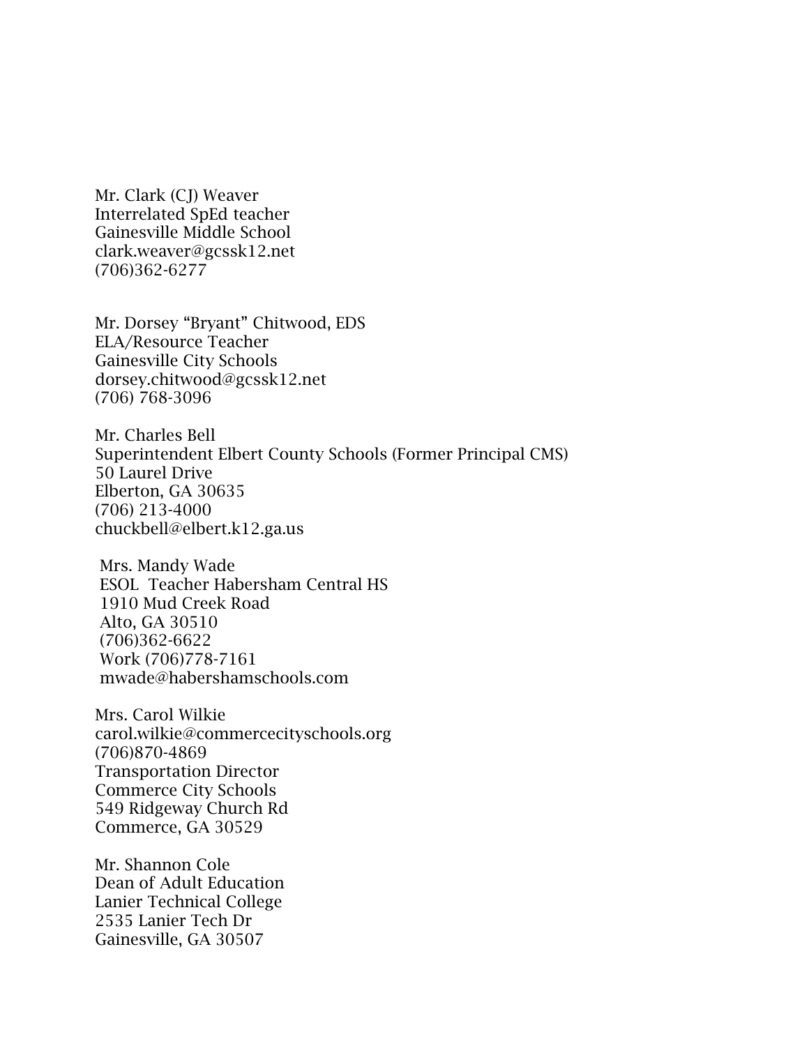Mr. Clark (CJ) Weaver
Interrelated SpEd teacher
Gainesville Middle School
clark.weaver@gcssk12.net
(706)362-6277

Mr. Dorsey "Bryant" Chitwood, EDS
ELA/Resource Teacher
Gainesville City Schools
dorsey.chitwood@gcssk12.net
(706) 768-3096

Mr. Charles Bell
Superintendent Elbert County Schools (Former Principal CMS)
50 Laurel Drive
Elberton, GA 30635
(706) 213-4000
chuckbell@elbert.k12.ga.us

Mrs. Mandy Wade
ESOL Teacher Habersham Central HS
1910 Mud Creek Road
Alto, GA 30510
(706)362-6622
Work (706)778-7161
mwade@habershamschools.com

Mrs. Carol Wilkie
carol.wilkie@commercecityschools.org
(706)870-4869
Transportation Director
Commerce City Schools
549 Ridgeway Church Rd
Commerce, GA 30529

Mr. Shannon Cole
Dean of Adult Education
Lanier Technical College
2535 Lanier Tech Dr
Gainesville, GA 30507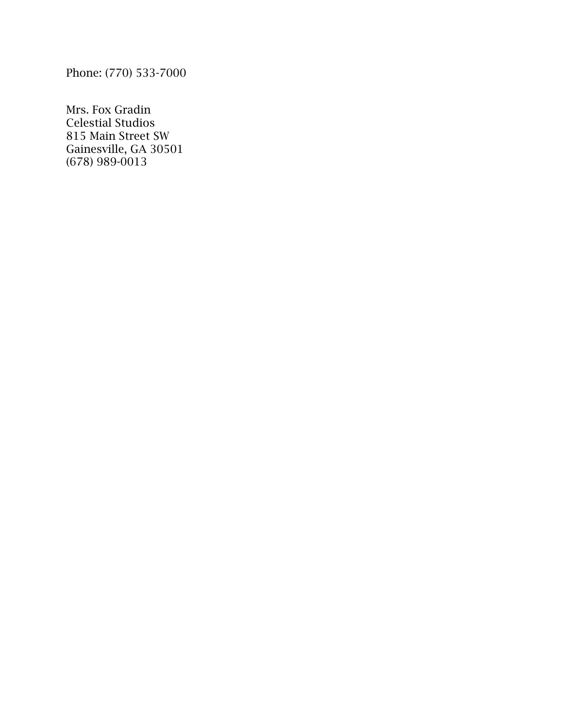Phone: (770) 533-7000

Mrs. Fox Gradin
Celestial Studios
815 Main Street SW
Gainesville, GA 30501
(678) 989-0013